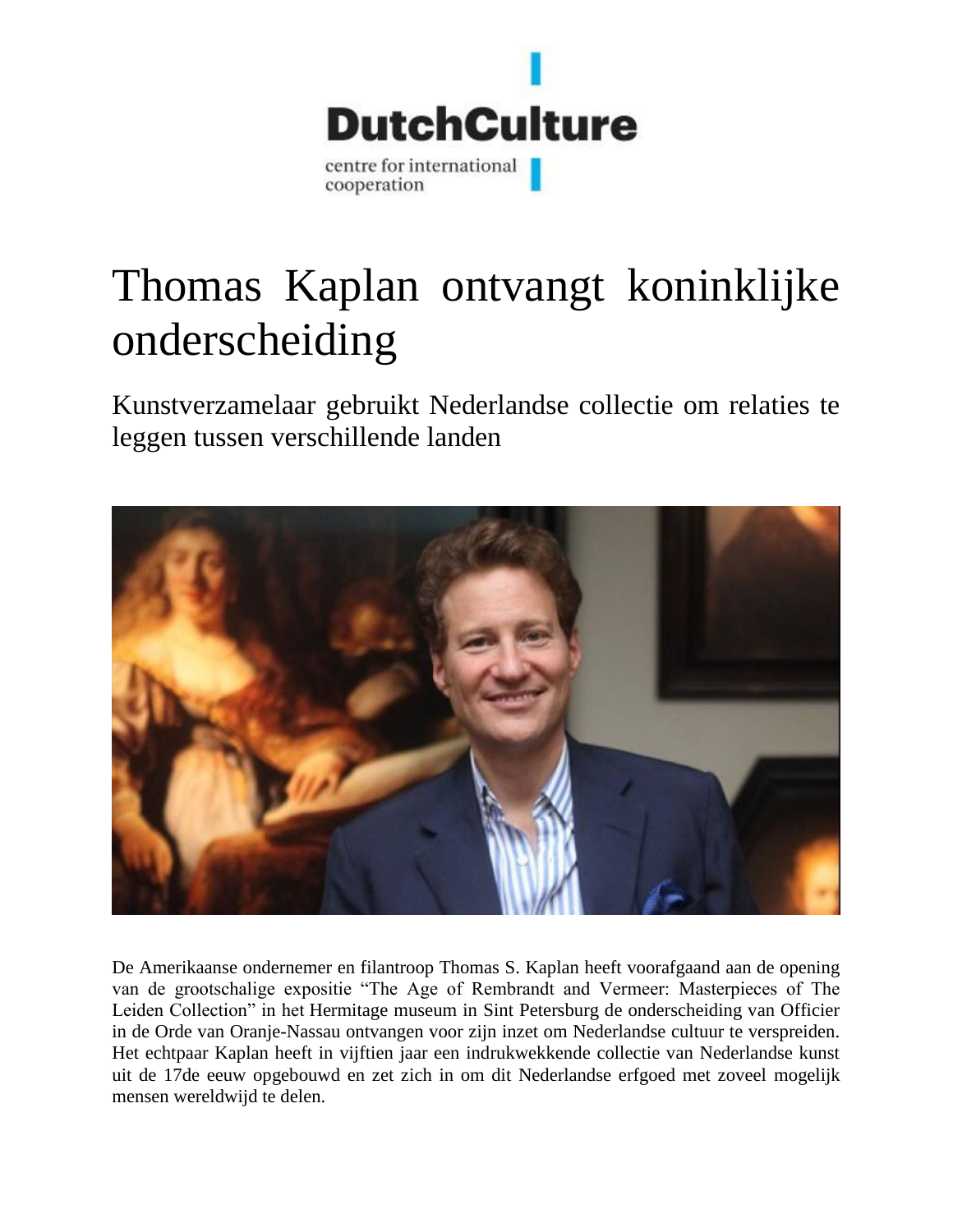DutchCulture

centre for international cooperation

# Thomas Kaplan ontvangt koninklijke onderscheiding

## Kunstverzamelaar gebruikt Nederlandse collectie om relaties te leggen tussen verschillende landen

De Amerikaanse ondernemer en filantroop Thomas S. Kaplan heeft voorafgaand aan de opening van de grootschalige expositie "The Age of Rembrandt and Vermeer: Masterpieces of The Leiden Collection" in het Hermitage museum in Sint Petersburg de onderscheiding van Officier in de Orde van Oranje-Nassau ontvangen voor zijn inzet om Nederlandse cultuur te verspreiden. Het echtpaar Kaplan heeft in vijftien jaar een indrukwekkende collectie van Nederlandse kunst uit de 17de eeuw opgebouwd en zet zich in om dit Nederlandse erfgoed met zoveel mogelijk mensen wereldwijd te delen.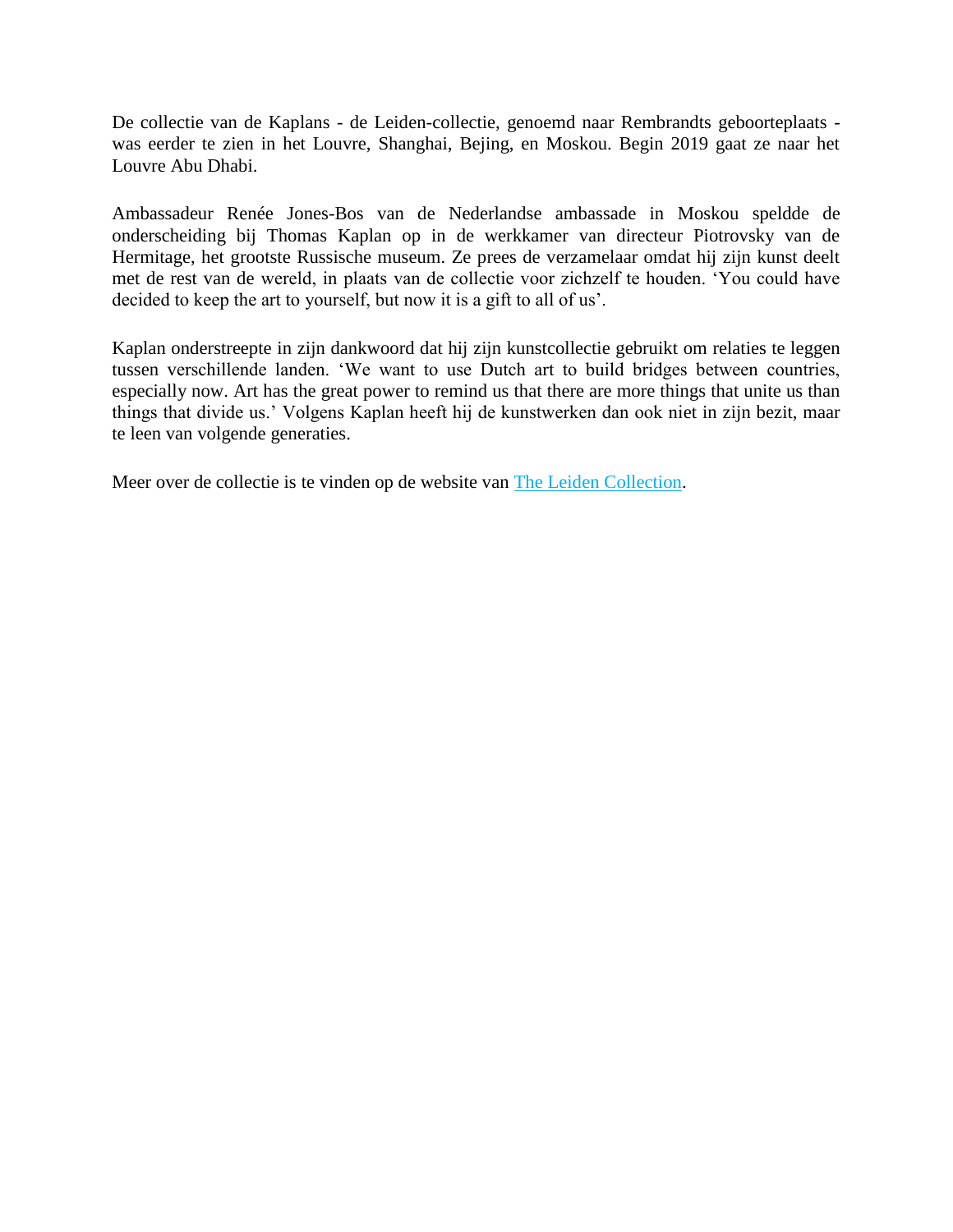De collectie van de Kaplans - de Leiden-collectie, genoemd naar Rembrandts geboorteplaats - was eerder te zien in het Louvre, Shanghai, Bejing, en Moskou. Begin 2019 gaat ze naar het Louvre Abu Dhabi.

Ambassadeur Renée Jones-Bos van de Nederlandse ambassade in Moskou speldde de onderscheiding bij Thomas Kaplan op in de werkkamer van directeur Piotrovsky van de Hermitage, het grootste Russische museum. Ze prees de verzamelaar omdat hij zijn kunst deelt met de rest van de wereld, in plaats van de collectie voor zichzelf te houden. 'You could have decided to keep the art to yourself, but now it is a gift to all of us'.

Kaplan onderstreepte in zijn dankwoord dat hij zijn kunstcollectie gebruikt om relaties te leggen tussen verschillende landen. 'We want to use Dutch art to build bridges between countries, especially now. Art has the great power to remind us that there are more things that unite us than things that divide us.' Volgens Kaplan heeft hij de kunstwerken dan ook niet in zijn bezit, maar te leen van volgende generaties.

Meer over de collectie is te vinden op de website van The Leiden Collection.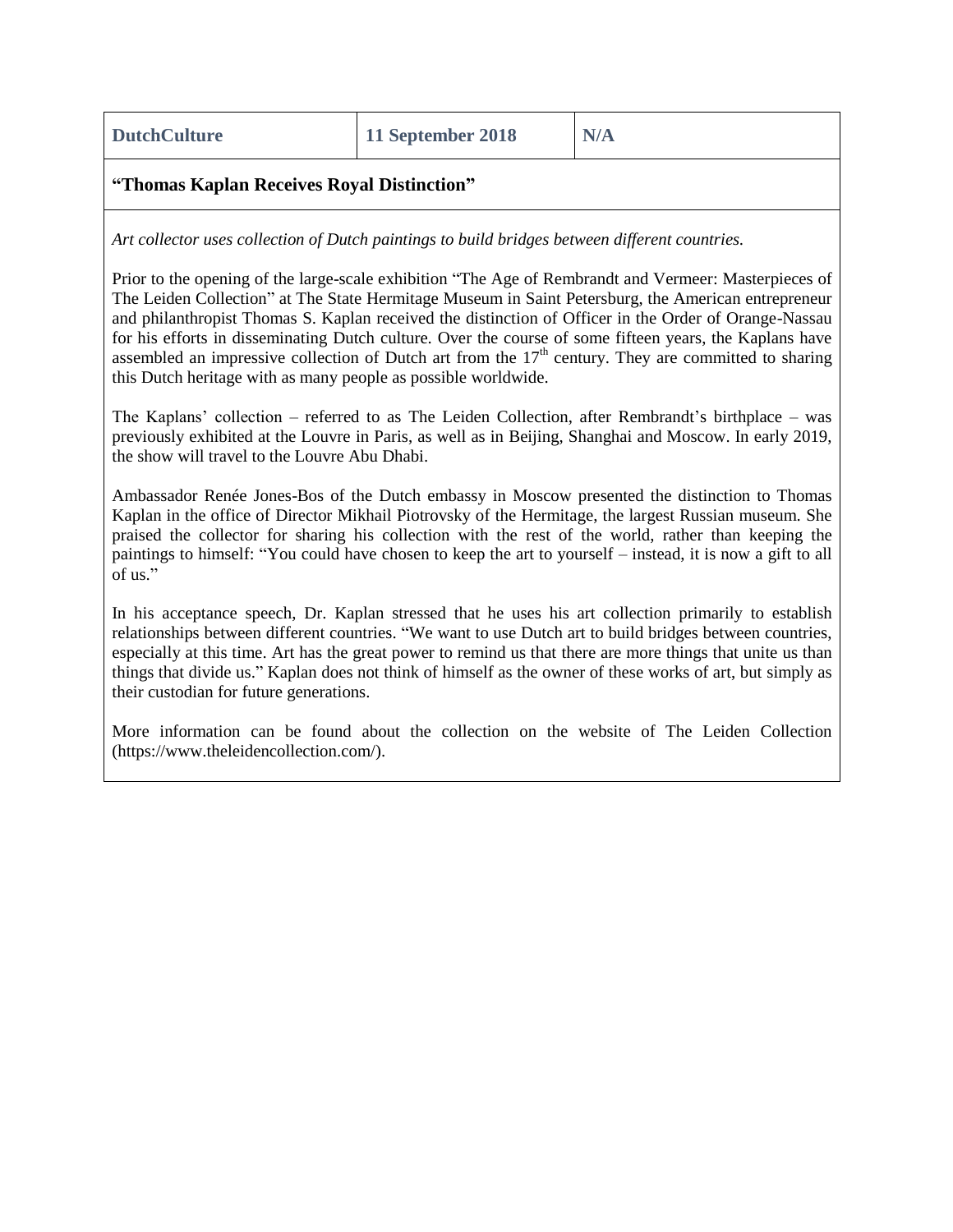| DutchCulture | 11 September 2018 | N/A |
| --- | --- | --- |

**“Thomas Kaplan Receives Royal Distinction”**

*Art collector uses collection of Dutch paintings to build bridges between different countries.*

Prior to the opening of the large-scale exhibition “The Age of Rembrandt and Vermeer: Masterpieces of The Leiden Collection” at The State Hermitage Museum in Saint Petersburg, the American entrepreneur and philanthropist Thomas S. Kaplan received the distinction of Officer in the Order of Orange-Nassau for his efforts in disseminating Dutch culture. Over the course of some fifteen years, the Kaplans have assembled an impressive collection of Dutch art from the 17th century. They are committed to sharing this Dutch heritage with as many people as possible worldwide.

The Kaplans’ collection – referred to as The Leiden Collection, after Rembrandt’s birthplace – was previously exhibited at the Louvre in Paris, as well as in Beijing, Shanghai and Moscow. In early 2019, the show will travel to the Louvre Abu Dhabi.

Ambassador Renée Jones-Bos of the Dutch embassy in Moscow presented the distinction to Thomas Kaplan in the office of Director Mikhail Piotrovsky of the Hermitage, the largest Russian museum. She praised the collector for sharing his collection with the rest of the world, rather than keeping the paintings to himself: “You could have chosen to keep the art to yourself – instead, it is now a gift to all of us.”

In his acceptance speech, Dr. Kaplan stressed that he uses his art collection primarily to establish relationships between different countries. “We want to use Dutch art to build bridges between countries, especially at this time. Art has the great power to remind us that there are more things that unite us than things that divide us.” Kaplan does not think of himself as the owner of these works of art, but simply as their custodian for future generations.

More information can be found about the collection on the website of The Leiden Collection (https://www.theleidencollection.com/).